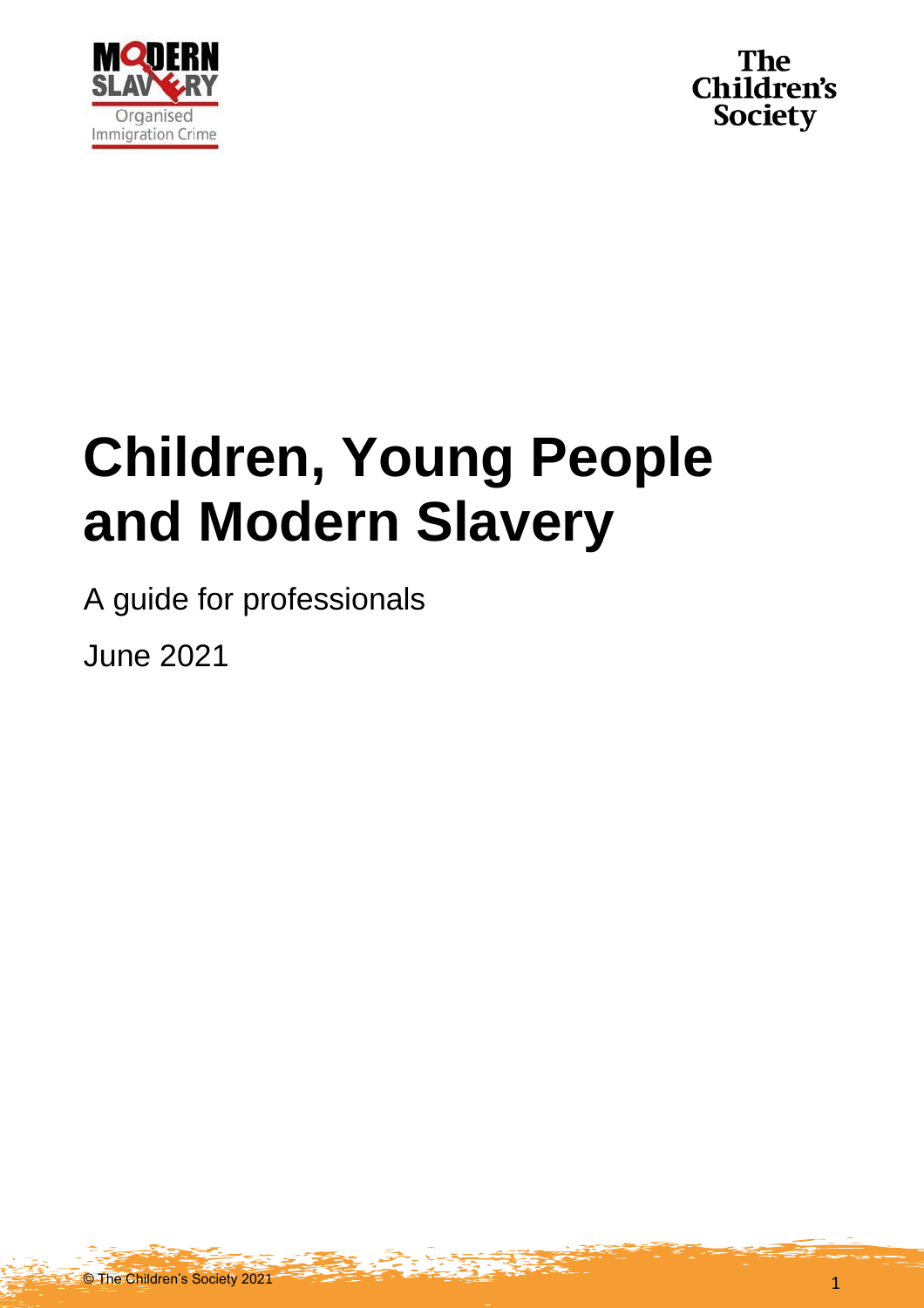# Children, Young People and Modern Slavery

A guide for professionals

June 2021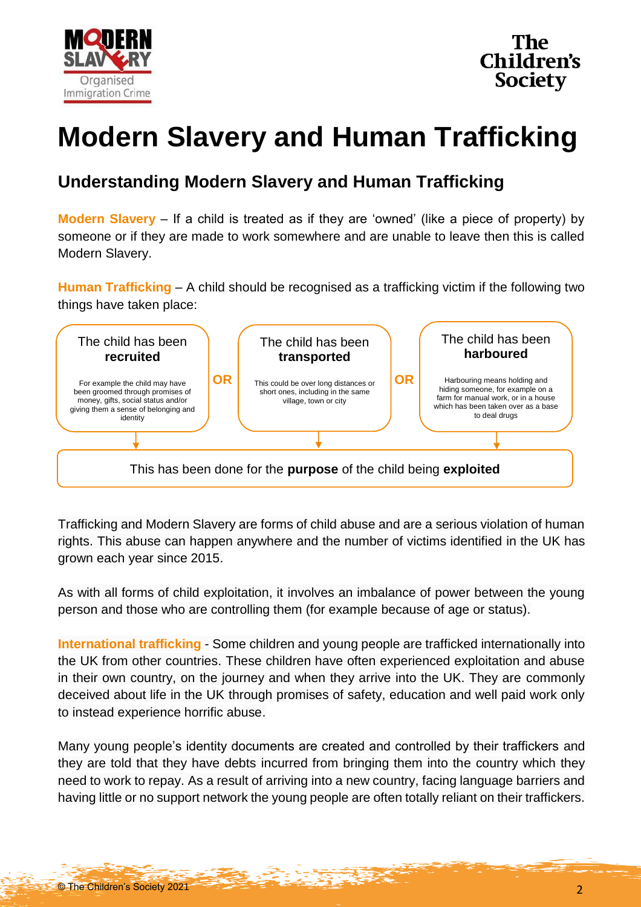# Modern Slavery and Human Trafficking

## Understanding Modern Slavery and Human Trafficking

**Modern Slavery** – If a child is treated as if they are 'owned' (like a piece of property) by someone or if they are made to work somewhere and are unable to leave then this is called Modern Slavery.

**Human Trafficking** – A child should be recognised as a trafficking victim if the following two things have taken place:

The child has been **recruited**

For example the child may have been groomed through promises of money, gifts, social status and/or giving them a sense of belonging and identity

**OR**

The child has been **transported**

This could be over long distances or short ones, including in the same village, town or city

**OR**

The child has been **harboured**

Harbouring means holding and hiding someone, for example on a farm for manual work, or in a house which has been taken over as a base to deal drugs

This has been done for the **purpose** of the child being **exploited**

Trafficking and Modern Slavery are forms of child abuse and are a serious violation of human rights. This abuse can happen anywhere and the number of victims identified in the UK has grown each year since 2015.

As with all forms of child exploitation, it involves an imbalance of power between the young person and those who are controlling them (for example because of age or status).

**International trafficking** - Some children and young people are trafficked internationally into the UK from other countries. These children have often experienced exploitation and abuse in their own country, on the journey and when they arrive into the UK. They are commonly deceived about life in the UK through promises of safety, education and well paid work only to instead experience horrific abuse.

Many young people's identity documents are created and controlled by their traffickers and they are told that they have debts incurred from bringing them into the country which they need to work to repay. As a result of arriving into a new country, facing language barriers and having little or no support network the young people are often totally reliant on their traffickers.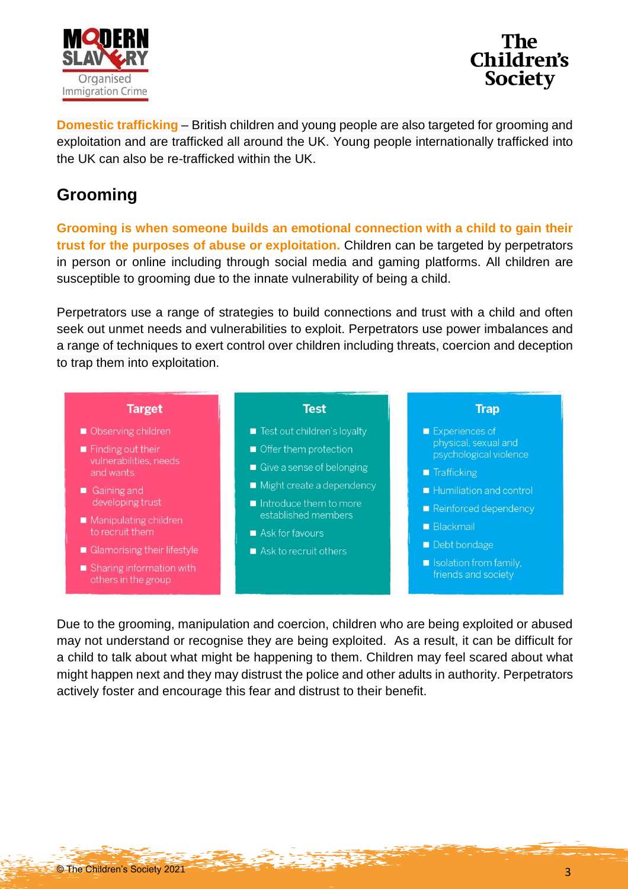**Domestic trafficking** – British children and young people are also targeted for grooming and exploitation and are trafficked all around the UK. Young people internationally trafficked into the UK can also be re-trafficked within the UK.

## Grooming

**Grooming is when someone builds an emotional connection with a child to gain their trust for the purposes of abuse or exploitation.** Children can be targeted by perpetrators in person or online including through social media and gaming platforms. All children are susceptible to grooming due to the innate vulnerability of being a child.

Perpetrators use a range of strategies to build connections and trust with a child and often seek out unmet needs and vulnerabilities to exploit. Perpetrators use power imbalances and a range of techniques to exert control over children including threats, coercion and deception to trap them into exploitation.

**Target**

- Observing children
- Finding out their vulnerabilities, needs and wants
- Gaining and developing trust
- Manipulating children to recruit them
- Glamorising their lifestyle
- Sharing information with others in the group

**Test**

- Test out children's loyalty
- Offer them protection
- Give a sense of belonging
- Might create a dependency
- Introduce them to more established members
- Ask for favours
- Ask to recruit others

**Trap**

- Experiences of physical, sexual and psychological violence
- Trafficking
- Humiliation and control
- Reinforced dependency
- Blackmail
- Debt bondage
- Isolation from family, friends and society

Due to the grooming, manipulation and coercion, children who are being exploited or abused may not understand or recognise they are being exploited. As a result, it can be difficult for a child to talk about what might be happening to them. Children may feel scared about what might happen next and they may distrust the police and other adults in authority. Perpetrators actively foster and encourage this fear and distrust to their benefit.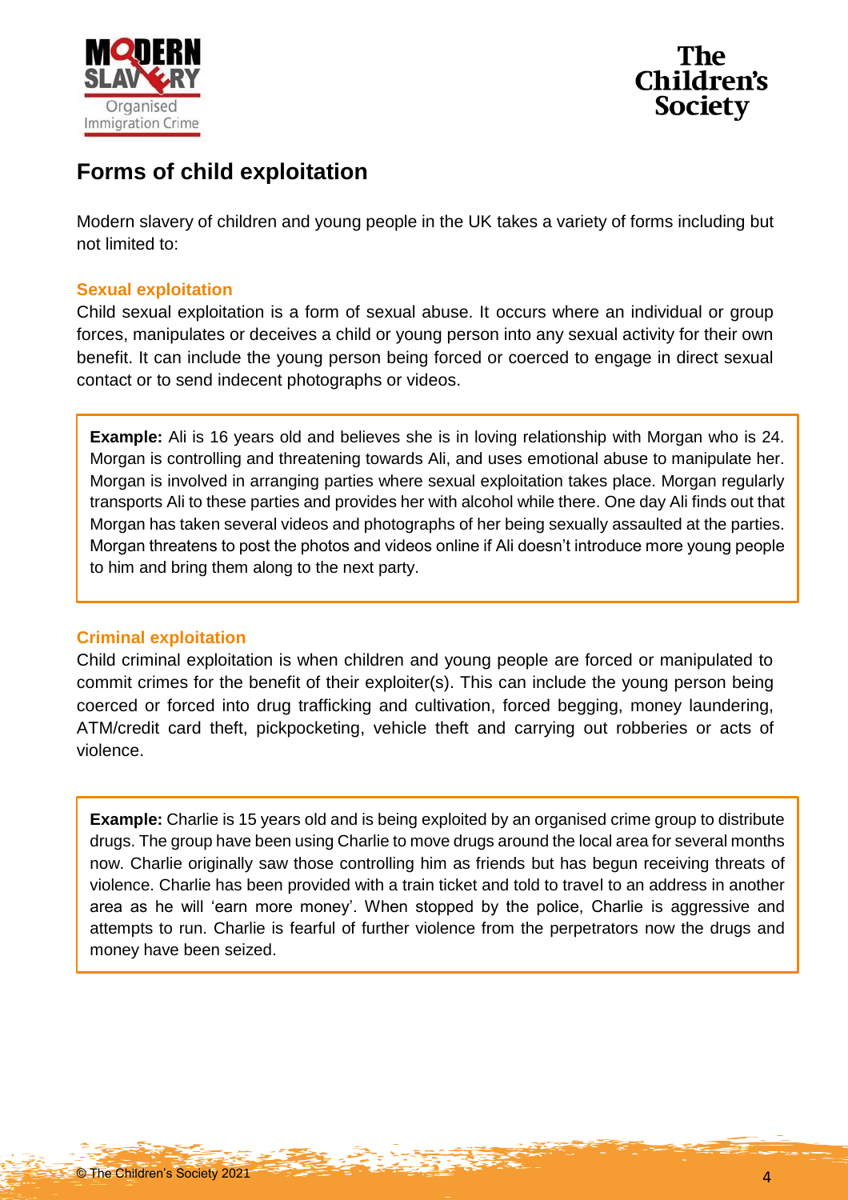# Forms of child exploitation

Modern slavery of children and young people in the UK takes a variety of forms including but not limited to:

### Sexual exploitation

Child sexual exploitation is a form of sexual abuse. It occurs where an individual or group forces, manipulates or deceives a child or young person into any sexual activity for their own benefit. It can include the young person being forced or coerced to engage in direct sexual contact or to send indecent photographs or videos.

> **Example:** Ali is 16 years old and believes she is in loving relationship with Morgan who is 24. Morgan is controlling and threatening towards Ali, and uses emotional abuse to manipulate her. Morgan is involved in arranging parties where sexual exploitation takes place. Morgan regularly transports Ali to these parties and provides her with alcohol while there. One day Ali finds out that Morgan has taken several videos and photographs of her being sexually assaulted at the parties. Morgan threatens to post the photos and videos online if Ali doesn't introduce more young people to him and bring them along to the next party.

### Criminal exploitation

Child criminal exploitation is when children and young people are forced or manipulated to commit crimes for the benefit of their exploiter(s). This can include the young person being coerced or forced into drug trafficking and cultivation, forced begging, money laundering, ATM/credit card theft, pickpocketing, vehicle theft and carrying out robberies or acts of violence.

> **Example:** Charlie is 15 years old and is being exploited by an organised crime group to distribute drugs. The group have been using Charlie to move drugs around the local area for several months now. Charlie originally saw those controlling him as friends but has begun receiving threats of violence. Charlie has been provided with a train ticket and told to travel to an address in another area as he will 'earn more money'. When stopped by the police, Charlie is aggressive and attempts to run. Charlie is fearful of further violence from the perpetrators now the drugs and money have been seized.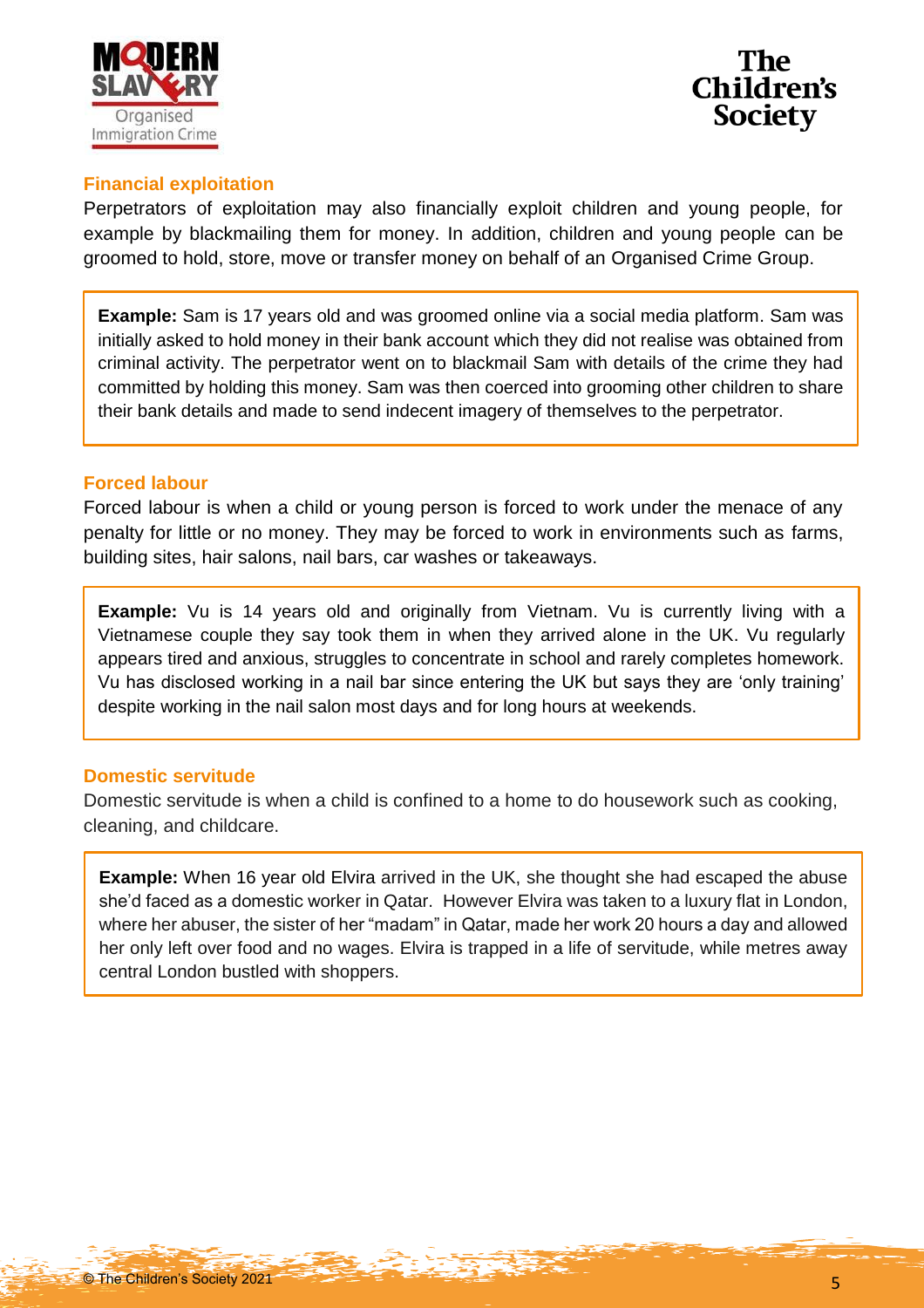## Financial exploitation

Perpetrators of exploitation may also financially exploit children and young people, for example by blackmailing them for money. In addition, children and young people can be groomed to hold, store, move or transfer money on behalf of an Organised Crime Group.

> **Example:** Sam is 17 years old and was groomed online via a social media platform. Sam was initially asked to hold money in their bank account which they did not realise was obtained from criminal activity. The perpetrator went on to blackmail Sam with details of the crime they had committed by holding this money. Sam was then coerced into grooming other children to share their bank details and made to send indecent imagery of themselves to the perpetrator.

## Forced labour

Forced labour is when a child or young person is forced to work under the menace of any penalty for little or no money. They may be forced to work in environments such as farms, building sites, hair salons, nail bars, car washes or takeaways.

> **Example:** Vu is 14 years old and originally from Vietnam. Vu is currently living with a Vietnamese couple they say took them in when they arrived alone in the UK. Vu regularly appears tired and anxious, struggles to concentrate in school and rarely completes homework. Vu has disclosed working in a nail bar since entering the UK but says they are 'only training' despite working in the nail salon most days and for long hours at weekends.

## Domestic servitude

Domestic servitude is when a child is confined to a home to do housework such as cooking, cleaning, and childcare.

> **Example:** When 16 year old Elvira arrived in the UK, she thought she had escaped the abuse she'd faced as a domestic worker in Qatar. However Elvira was taken to a luxury flat in London, where her abuser, the sister of her "madam" in Qatar, made her work 20 hours a day and allowed her only left over food and no wages. Elvira is trapped in a life of servitude, while metres away central London bustled with shoppers.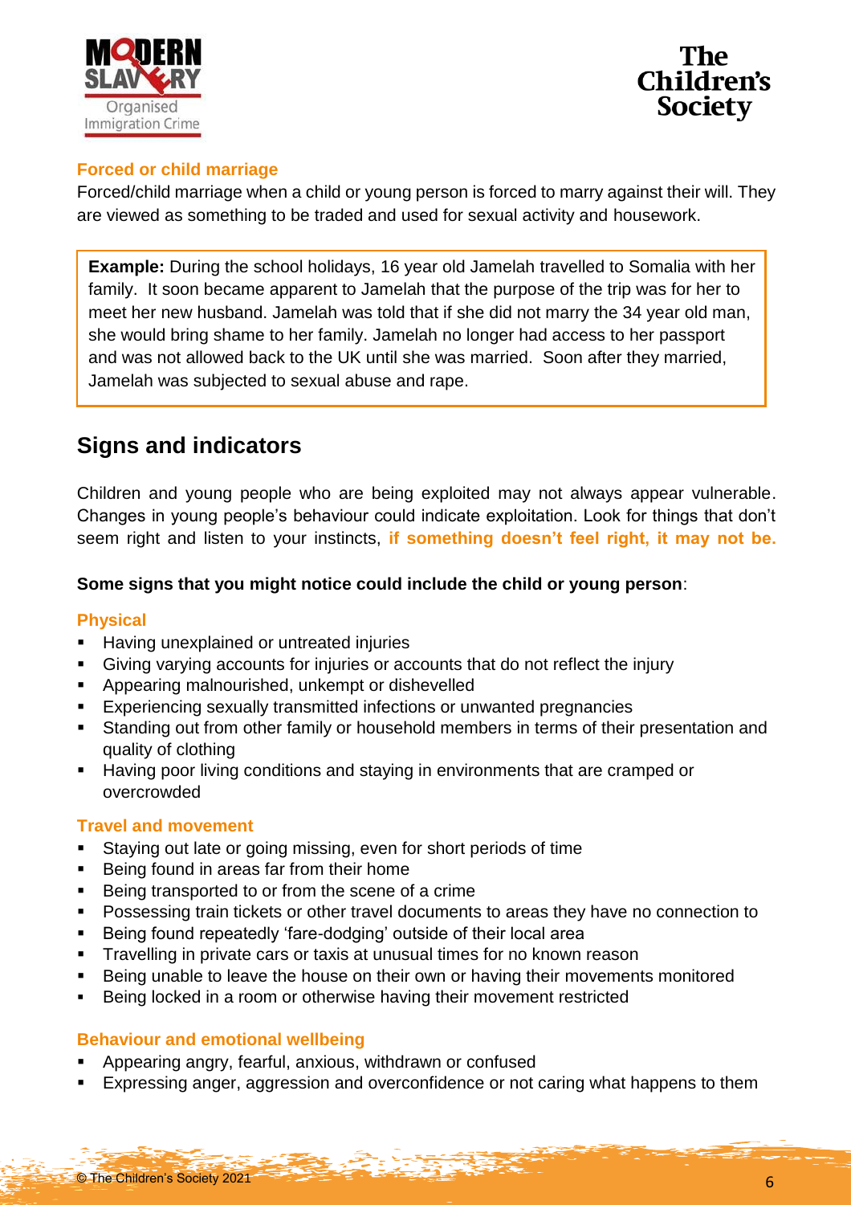### Forced or child marriage

Forced/child marriage when a child or young person is forced to marry against their will. They are viewed as something to be traded and used for sexual activity and housework.

> **Example:** During the school holidays, 16 year old Jamelah travelled to Somalia with her family. It soon became apparent to Jamelah that the purpose of the trip was for her to meet her new husband. Jamelah was told that if she did not marry the 34 year old man, she would bring shame to her family. Jamelah no longer had access to her passport and was not allowed back to the UK until she was married. Soon after they married, Jamelah was subjected to sexual abuse and rape.

## Signs and indicators

Children and young people who are being exploited may not always appear vulnerable. Changes in young people's behaviour could indicate exploitation. Look for things that don't seem right and listen to your instincts, **if something doesn't feel right, it may not be.**

**Some signs that you might notice could include the child or young person**:

### Physical

- Having unexplained or untreated injuries
- Giving varying accounts for injuries or accounts that do not reflect the injury
- Appearing malnourished, unkempt or dishevelled
- Experiencing sexually transmitted infections or unwanted pregnancies
- Standing out from other family or household members in terms of their presentation and quality of clothing
- Having poor living conditions and staying in environments that are cramped or overcrowded

### Travel and movement

- Staying out late or going missing, even for short periods of time
- Being found in areas far from their home
- Being transported to or from the scene of a crime
- Possessing train tickets or other travel documents to areas they have no connection to
- Being found repeatedly 'fare-dodging' outside of their local area
- Travelling in private cars or taxis at unusual times for no known reason
- Being unable to leave the house on their own or having their movements monitored
- Being locked in a room or otherwise having their movement restricted

### Behaviour and emotional wellbeing

- Appearing angry, fearful, anxious, withdrawn or confused
- Expressing anger, aggression and overconfidence or not caring what happens to them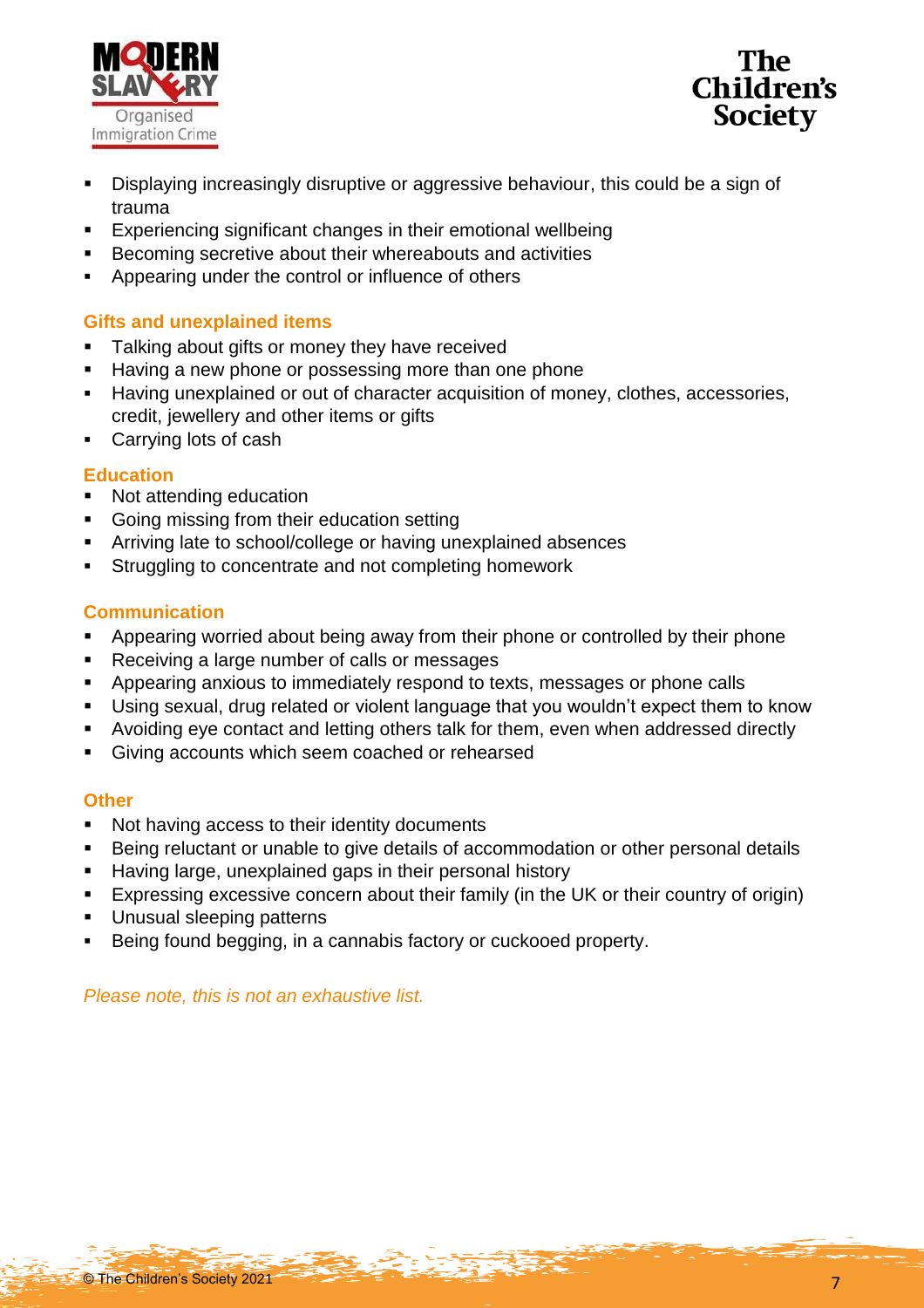- Displaying increasingly disruptive or aggressive behaviour, this could be a sign of trauma
- Experiencing significant changes in their emotional wellbeing
- Becoming secretive about their whereabouts and activities
- Appearing under the control or influence of others

### Gifts and unexplained items

- Talking about gifts or money they have received
- Having a new phone or possessing more than one phone
- Having unexplained or out of character acquisition of money, clothes, accessories, credit, jewellery and other items or gifts
- Carrying lots of cash

### Education

- Not attending education
- Going missing from their education setting
- Arriving late to school/college or having unexplained absences
- Struggling to concentrate and not completing homework

### Communication

- Appearing worried about being away from their phone or controlled by their phone
- Receiving a large number of calls or messages
- Appearing anxious to immediately respond to texts, messages or phone calls
- Using sexual, drug related or violent language that you wouldn't expect them to know
- Avoiding eye contact and letting others talk for them, even when addressed directly
- Giving accounts which seem coached or rehearsed

### Other

- Not having access to their identity documents
- Being reluctant or unable to give details of accommodation or other personal details
- Having large, unexplained gaps in their personal history
- Expressing excessive concern about their family (in the UK or their country of origin)
- Unusual sleeping patterns
- Being found begging, in a cannabis factory or cuckooed property.

*Please note, this is not an exhaustive list.*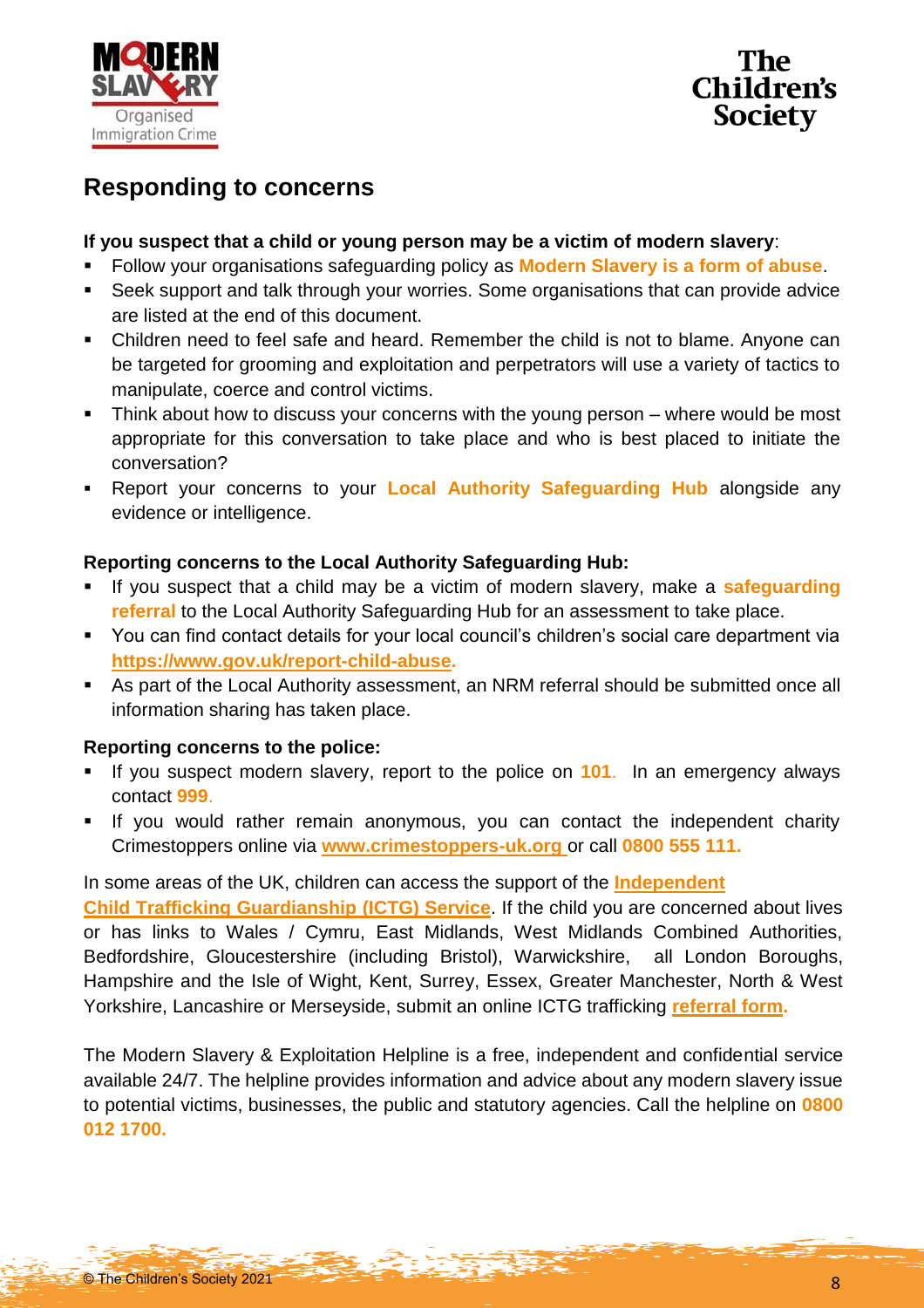## Responding to concerns

**If you suspect that a child or young person may be a victim of modern slavery**:

- Follow your organisations safeguarding policy as **Modern Slavery is a form of abuse**.
- Seek support and talk through your worries. Some organisations that can provide advice are listed at the end of this document.
- Children need to feel safe and heard. Remember the child is not to blame. Anyone can be targeted for grooming and exploitation and perpetrators will use a variety of tactics to manipulate, coerce and control victims.
- Think about how to discuss your concerns with the young person – where would be most appropriate for this conversation to take place and who is best placed to initiate the conversation?
- Report your concerns to your **Local Authority Safeguarding Hub** alongside any evidence or intelligence.

**Reporting concerns to the Local Authority Safeguarding Hub:**

- If you suspect that a child may be a victim of modern slavery, make a **safeguarding referral** to the Local Authority Safeguarding Hub for an assessment to take place.
- You can find contact details for your local council's children's social care department via **https://www.gov.uk/report-child-abuse.**
- As part of the Local Authority assessment, an NRM referral should be submitted once all information sharing has taken place.

**Reporting concerns to the police:**

- If you suspect modern slavery, report to the police on **101**. In an emergency always contact **999**.
- If you would rather remain anonymous, you can contact the independent charity Crimestoppers online via **www.crimestoppers-uk.org** or call **0800 555 111.**

In some areas of the UK, children can access the support of the **Independent Child Trafficking Guardianship (ICTG) Service**. If the child you are concerned about lives or has links to Wales / Cymru, East Midlands, West Midlands Combined Authorities, Bedfordshire, Gloucestershire (including Bristol), Warwickshire, all London Boroughs, Hampshire and the Isle of Wight, Kent, Surrey, Essex, Greater Manchester, North & West Yorkshire, Lancashire or Merseyside, submit an online ICTG trafficking **referral form.**

The Modern Slavery & Exploitation Helpline is a free, independent and confidential service available 24/7. The helpline provides information and advice about any modern slavery issue to potential victims, businesses, the public and statutory agencies. Call the helpline on **0800 012 1700.**

© The Children's Society 2021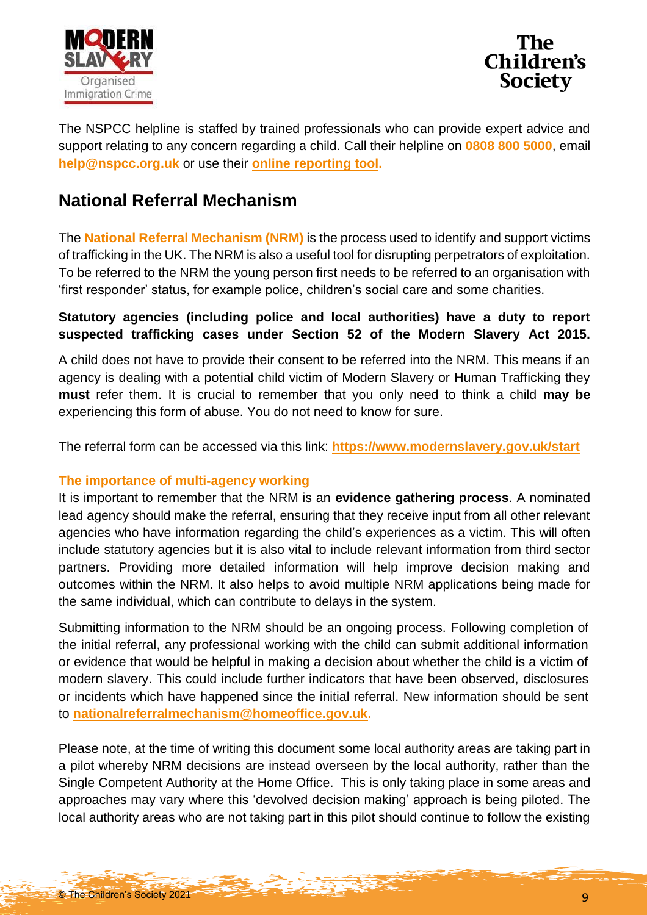The NSPCC helpline is staffed by trained professionals who can provide expert advice and support relating to any concern regarding a child. Call their helpline on **0808 800 5000**, email **help@nspcc.org.uk** or use their **online reporting tool.**

## National Referral Mechanism

The **National Referral Mechanism (NRM)** is the process used to identify and support victims of trafficking in the UK. The NRM is also a useful tool for disrupting perpetrators of exploitation. To be referred to the NRM the young person first needs to be referred to an organisation with 'first responder' status, for example police, children's social care and some charities.

**Statutory agencies (including police and local authorities) have a duty to report suspected trafficking cases under Section 52 of the Modern Slavery Act 2015.**

A child does not have to provide their consent to be referred into the NRM. This means if an agency is dealing with a potential child victim of Modern Slavery or Human Trafficking they **must** refer them. It is crucial to remember that you only need to think a child **may be** experiencing this form of abuse. You do not need to know for sure.

The referral form can be accessed via this link: **https://www.modernslavery.gov.uk/start**

### The importance of multi-agency working

It is important to remember that the NRM is an **evidence gathering process**. A nominated lead agency should make the referral, ensuring that they receive input from all other relevant agencies who have information regarding the child's experiences as a victim. This will often include statutory agencies but it is also vital to include relevant information from third sector partners. Providing more detailed information will help improve decision making and outcomes within the NRM. It also helps to avoid multiple NRM applications being made for the same individual, which can contribute to delays in the system.

Submitting information to the NRM should be an ongoing process. Following completion of the initial referral, any professional working with the child can submit additional information or evidence that would be helpful in making a decision about whether the child is a victim of modern slavery. This could include further indicators that have been observed, disclosures or incidents which have happened since the initial referral. New information should be sent to **nationalreferralmechanism@homeoffice.gov.uk.**

Please note, at the time of writing this document some local authority areas are taking part in a pilot whereby NRM decisions are instead overseen by the local authority, rather than the Single Competent Authority at the Home Office. This is only taking place in some areas and approaches may vary where this 'devolved decision making' approach is being piloted. The local authority areas who are not taking part in this pilot should continue to follow the existing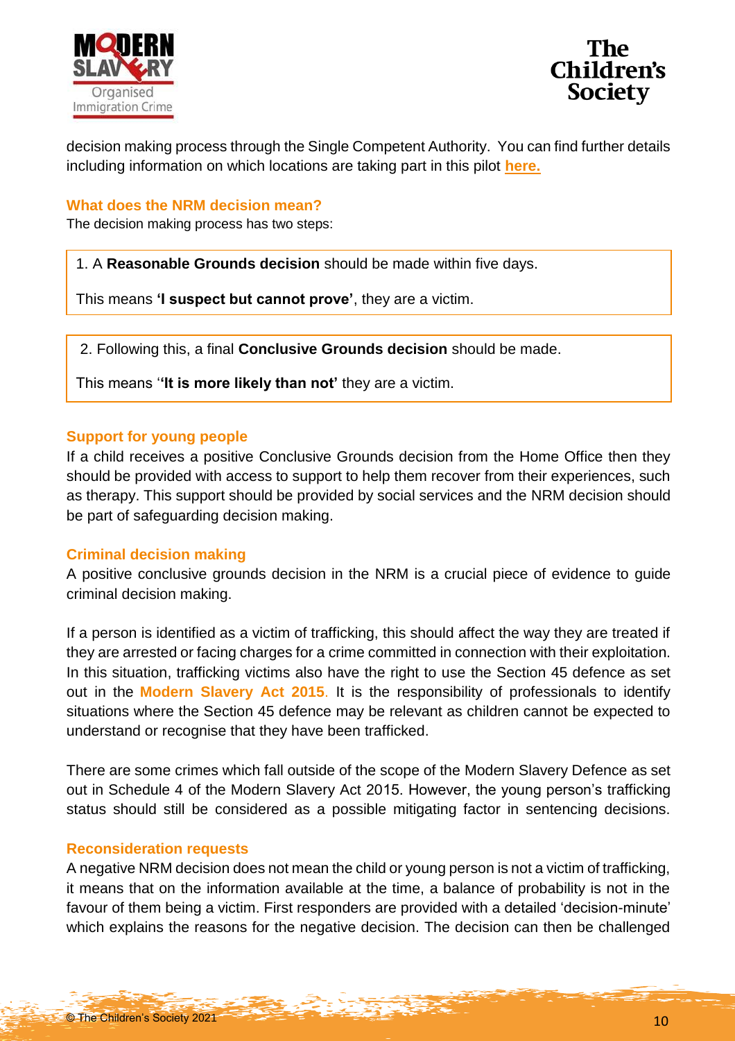decision making process through the Single Competent Authority. You can find further details including information on which locations are taking part in this pilot **here.**

### What does the NRM decision mean?

The decision making process has two steps:

1. A **Reasonable Grounds decision** should be made within five days.

This means **'I suspect but cannot prove'**, they are a victim.

2. Following this, a final **Conclusive Grounds decision** should be made.

This means '**'It is more likely than not'** they are a victim.

### Support for young people

If a child receives a positive Conclusive Grounds decision from the Home Office then they should be provided with access to support to help them recover from their experiences, such as therapy. This support should be provided by social services and the NRM decision should be part of safeguarding decision making.

### Criminal decision making

A positive conclusive grounds decision in the NRM is a crucial piece of evidence to guide criminal decision making.

If a person is identified as a victim of trafficking, this should affect the way they are treated if they are arrested or facing charges for a crime committed in connection with their exploitation. In this situation, trafficking victims also have the right to use the Section 45 defence as set out in the **Modern Slavery Act 2015**. It is the responsibility of professionals to identify situations where the Section 45 defence may be relevant as children cannot be expected to understand or recognise that they have been trafficked.

There are some crimes which fall outside of the scope of the Modern Slavery Defence as set out in Schedule 4 of the Modern Slavery Act 2015. However, the young person's trafficking status should still be considered as a possible mitigating factor in sentencing decisions.

### Reconsideration requests

A negative NRM decision does not mean the child or young person is not a victim of trafficking, it means that on the information available at the time, a balance of probability is not in the favour of them being a victim. First responders are provided with a detailed 'decision-minute' which explains the reasons for the negative decision. The decision can then be challenged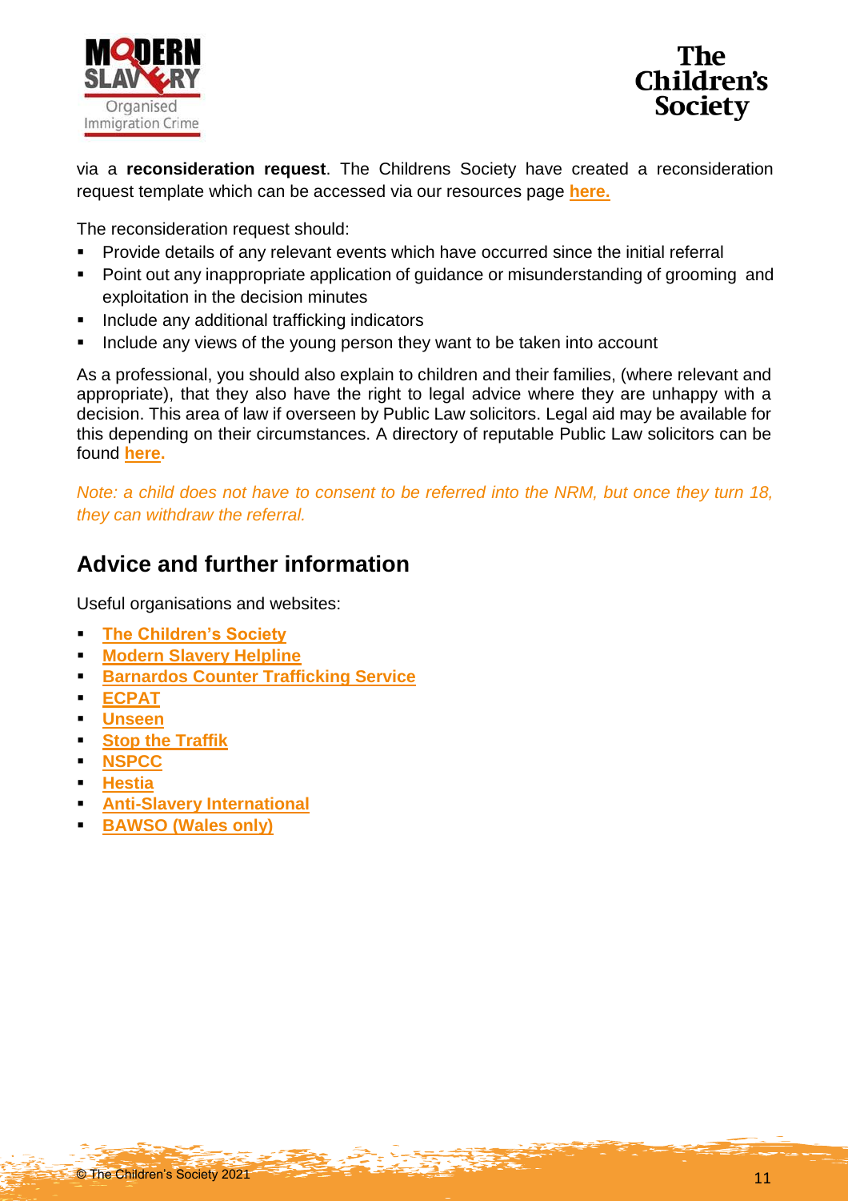via a **reconsideration request**. The Childrens Society have created a reconsideration request template which can be accessed via our resources page **here.**

The reconsideration request should:

- Provide details of any relevant events which have occurred since the initial referral
- Point out any inappropriate application of guidance or misunderstanding of grooming and exploitation in the decision minutes
- Include any additional trafficking indicators
- Include any views of the young person they want to be taken into account

As a professional, you should also explain to children and their families, (where relevant and appropriate), that they also have the right to legal advice where they are unhappy with a decision. This area of law if overseen by Public Law solicitors. Legal aid may be available for this depending on their circumstances. A directory of reputable Public Law solicitors can be found **here.**

*Note: a child does not have to consent to be referred into the NRM, but once they turn 18, they can withdraw the referral.*

## Advice and further information

Useful organisations and websites:

- **The Children's Society**
- **Modern Slavery Helpline**
- **Barnardos Counter Trafficking Service**
- **ECPAT**
- **Unseen**
- **Stop the Traffik**
- **NSPCC**
- **Hestia**
- **Anti-Slavery International**
- **BAWSO (Wales only)**